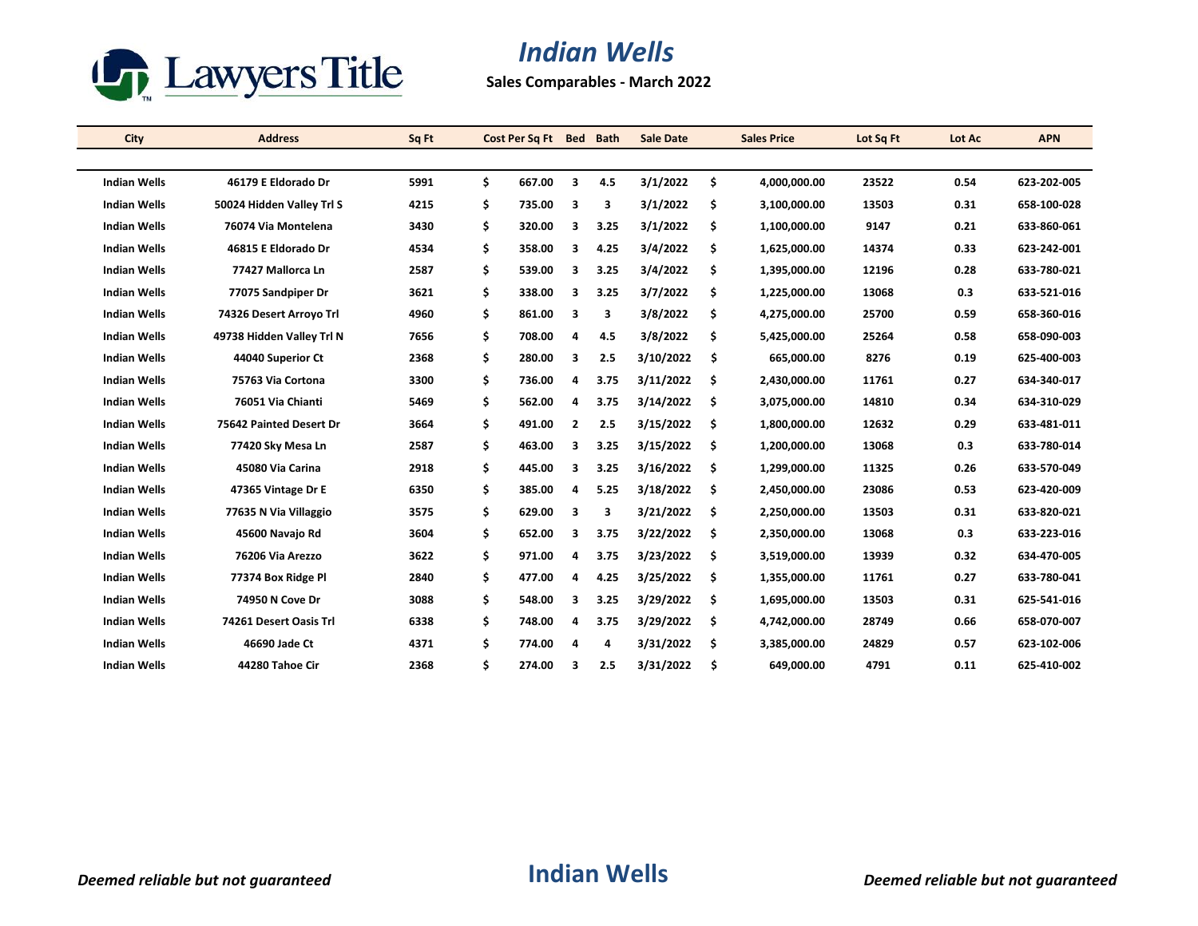Lawyers Title

# Indian Wells

**Sales Comparables - March 2022**

| City | Address | Sq Ft | Cost Per Sq Ft | Bed | Bath | Sale Date | Sales Price | Lot Sq Ft | Lot Ac | APN |
|---|---|---|---|---|---|---|---|---|---|---|
| Indian Wells | 46179 E Eldorado Dr | 5991 | $ 667.00 | 3 | 4.5 | 3/1/2022 | $ 4,000,000.00 | 23522 | 0.54 | 623-202-005 |
| Indian Wells | 50024 Hidden Valley Trl S | 4215 | $ 735.00 | 3 | 3 | 3/1/2022 | $ 3,100,000.00 | 13503 | 0.31 | 658-100-028 |
| Indian Wells | 76074 Via Montelena | 3430 | $ 320.00 | 3 | 3.25 | 3/1/2022 | $ 1,100,000.00 | 9147 | 0.21 | 633-860-061 |
| Indian Wells | 46815 E Eldorado Dr | 4534 | $ 358.00 | 3 | 4.25 | 3/4/2022 | $ 1,625,000.00 | 14374 | 0.33 | 623-242-001 |
| Indian Wells | 77427 Mallorca Ln | 2587 | $ 539.00 | 3 | 3.25 | 3/4/2022 | $ 1,395,000.00 | 12196 | 0.28 | 633-780-021 |
| Indian Wells | 77075 Sandpiper Dr | 3621 | $ 338.00 | 3 | 3.25 | 3/7/2022 | $ 1,225,000.00 | 13068 | 0.3 | 633-521-016 |
| Indian Wells | 74326 Desert Arroyo Trl | 4960 | $ 861.00 | 3 | 3 | 3/8/2022 | $ 4,275,000.00 | 25700 | 0.59 | 658-360-016 |
| Indian Wells | 49738 Hidden Valley Trl N | 7656 | $ 708.00 | 4 | 4.5 | 3/8/2022 | $ 5,425,000.00 | 25264 | 0.58 | 658-090-003 |
| Indian Wells | 44040 Superior Ct | 2368 | $ 280.00 | 3 | 2.5 | 3/10/2022 | $ 665,000.00 | 8276 | 0.19 | 625-400-003 |
| Indian Wells | 75763 Via Cortona | 3300 | $ 736.00 | 4 | 3.75 | 3/11/2022 | $ 2,430,000.00 | 11761 | 0.27 | 634-340-017 |
| Indian Wells | 76051 Via Chianti | 5469 | $ 562.00 | 4 | 3.75 | 3/14/2022 | $ 3,075,000.00 | 14810 | 0.34 | 634-310-029 |
| Indian Wells | 75642 Painted Desert Dr | 3664 | $ 491.00 | 2 | 2.5 | 3/15/2022 | $ 1,800,000.00 | 12632 | 0.29 | 633-481-011 |
| Indian Wells | 77420 Sky Mesa Ln | 2587 | $ 463.00 | 3 | 3.25 | 3/15/2022 | $ 1,200,000.00 | 13068 | 0.3 | 633-780-014 |
| Indian Wells | 45080 Via Carina | 2918 | $ 445.00 | 3 | 3.25 | 3/16/2022 | $ 1,299,000.00 | 11325 | 0.26 | 633-570-049 |
| Indian Wells | 47365 Vintage Dr E | 6350 | $ 385.00 | 4 | 5.25 | 3/18/2022 | $ 2,450,000.00 | 23086 | 0.53 | 623-420-009 |
| Indian Wells | 77635 N Via Villaggio | 3575 | $ 629.00 | 3 | 3 | 3/21/2022 | $ 2,250,000.00 | 13503 | 0.31 | 633-820-021 |
| Indian Wells | 45600 Navajo Rd | 3604 | $ 652.00 | 3 | 3.75 | 3/22/2022 | $ 2,350,000.00 | 13068 | 0.3 | 633-223-016 |
| Indian Wells | 76206 Via Arezzo | 3622 | $ 971.00 | 4 | 3.75 | 3/23/2022 | $ 3,519,000.00 | 13939 | 0.32 | 634-470-005 |
| Indian Wells | 77374 Box Ridge Pl | 2840 | $ 477.00 | 4 | 4.25 | 3/25/2022 | $ 1,355,000.00 | 11761 | 0.27 | 633-780-041 |
| Indian Wells | 74950 N Cove Dr | 3088 | $ 548.00 | 3 | 3.25 | 3/29/2022 | $ 1,695,000.00 | 13503 | 0.31 | 625-541-016 |
| Indian Wells | 74261 Desert Oasis Trl | 6338 | $ 748.00 | 4 | 3.75 | 3/29/2022 | $ 4,742,000.00 | 28749 | 0.66 | 658-070-007 |
| Indian Wells | 46690 Jade Ct | 4371 | $ 774.00 | 4 | 4 | 3/31/2022 | $ 3,385,000.00 | 24829 | 0.57 | 623-102-006 |
| Indian Wells | 44280 Tahoe Cir | 2368 | $ 274.00 | 3 | 2.5 | 3/31/2022 | $ 649,000.00 | 4791 | 0.11 | 625-410-002 |

*Deemed reliable but not guaranteed*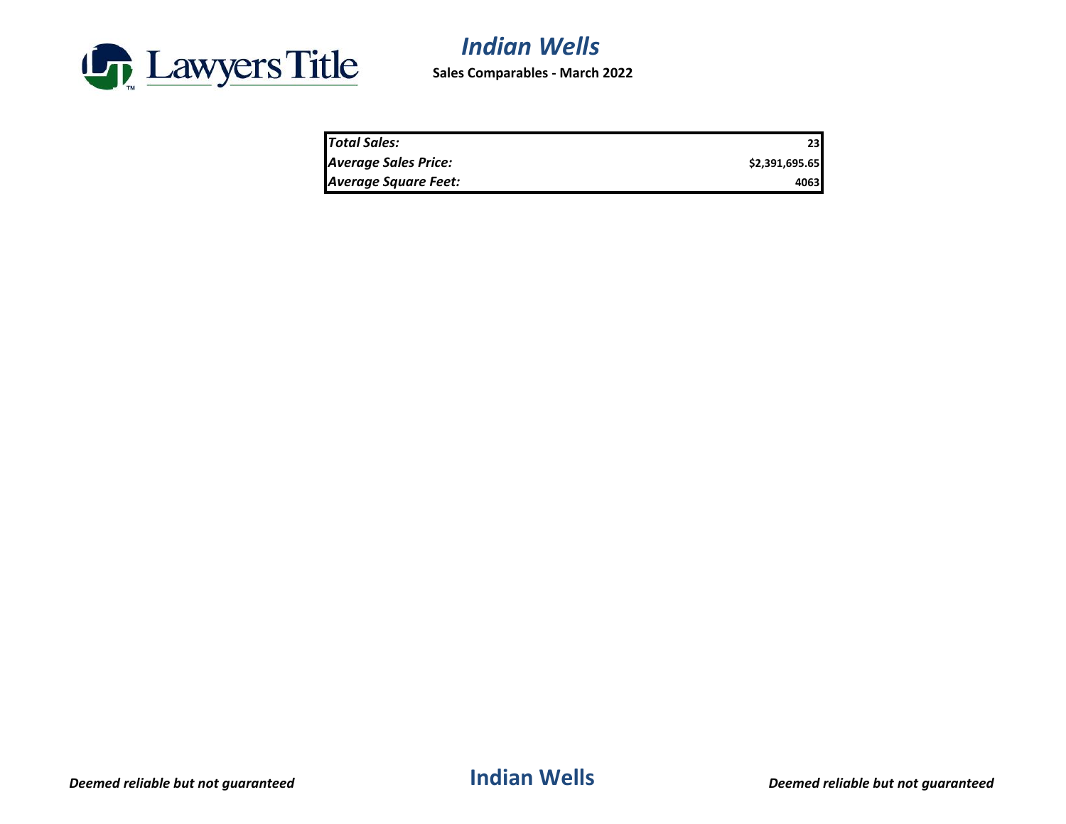# *Indian Wells*

**Sales Comparables - March 2022**

| | |
|---|---|
| ***Total Sales:*** | **23** |
| ***Average Sales Price:*** | **$2,391,695.65** |
| ***Average Square Feet:*** | **4063** |